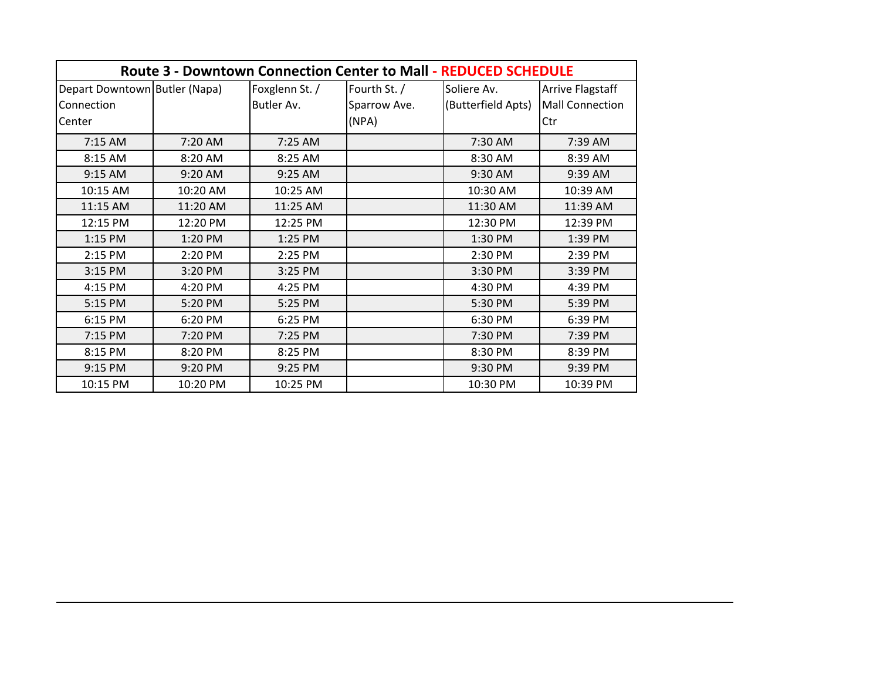| Route 3 - Downtown Connection Center to Mall - REDUCED SCHEDULE | | | | | |
|---|---|---|---|---|---|
| Depart Downtown Connection Center | Butler (Napa) | Foxglenn St. / Butler Av. | Fourth St. / Sparrow Ave. (NPA) | Soliere Av. (Butterfield Apts) | Arrive Flagstaff Mall Connection Ctr |
| 7:15 AM | 7:20 AM | 7:25 AM | | 7:30 AM | 7:39 AM |
| 8:15 AM | 8:20 AM | 8:25 AM | | 8:30 AM | 8:39 AM |
| 9:15 AM | 9:20 AM | 9:25 AM | | 9:30 AM | 9:39 AM |
| 10:15 AM | 10:20 AM | 10:25 AM | | 10:30 AM | 10:39 AM |
| 11:15 AM | 11:20 AM | 11:25 AM | | 11:30 AM | 11:39 AM |
| 12:15 PM | 12:20 PM | 12:25 PM | | 12:30 PM | 12:39 PM |
| 1:15 PM | 1:20 PM | 1:25 PM | | 1:30 PM | 1:39 PM |
| 2:15 PM | 2:20 PM | 2:25 PM | | 2:30 PM | 2:39 PM |
| 3:15 PM | 3:20 PM | 3:25 PM | | 3:30 PM | 3:39 PM |
| 4:15 PM | 4:20 PM | 4:25 PM | | 4:30 PM | 4:39 PM |
| 5:15 PM | 5:20 PM | 5:25 PM | | 5:30 PM | 5:39 PM |
| 6:15 PM | 6:20 PM | 6:25 PM | | 6:30 PM | 6:39 PM |
| 7:15 PM | 7:20 PM | 7:25 PM | | 7:30 PM | 7:39 PM |
| 8:15 PM | 8:20 PM | 8:25 PM | | 8:30 PM | 8:39 PM |
| 9:15 PM | 9:20 PM | 9:25 PM | | 9:30 PM | 9:39 PM |
| 10:15 PM | 10:20 PM | 10:25 PM | | 10:30 PM | 10:39 PM |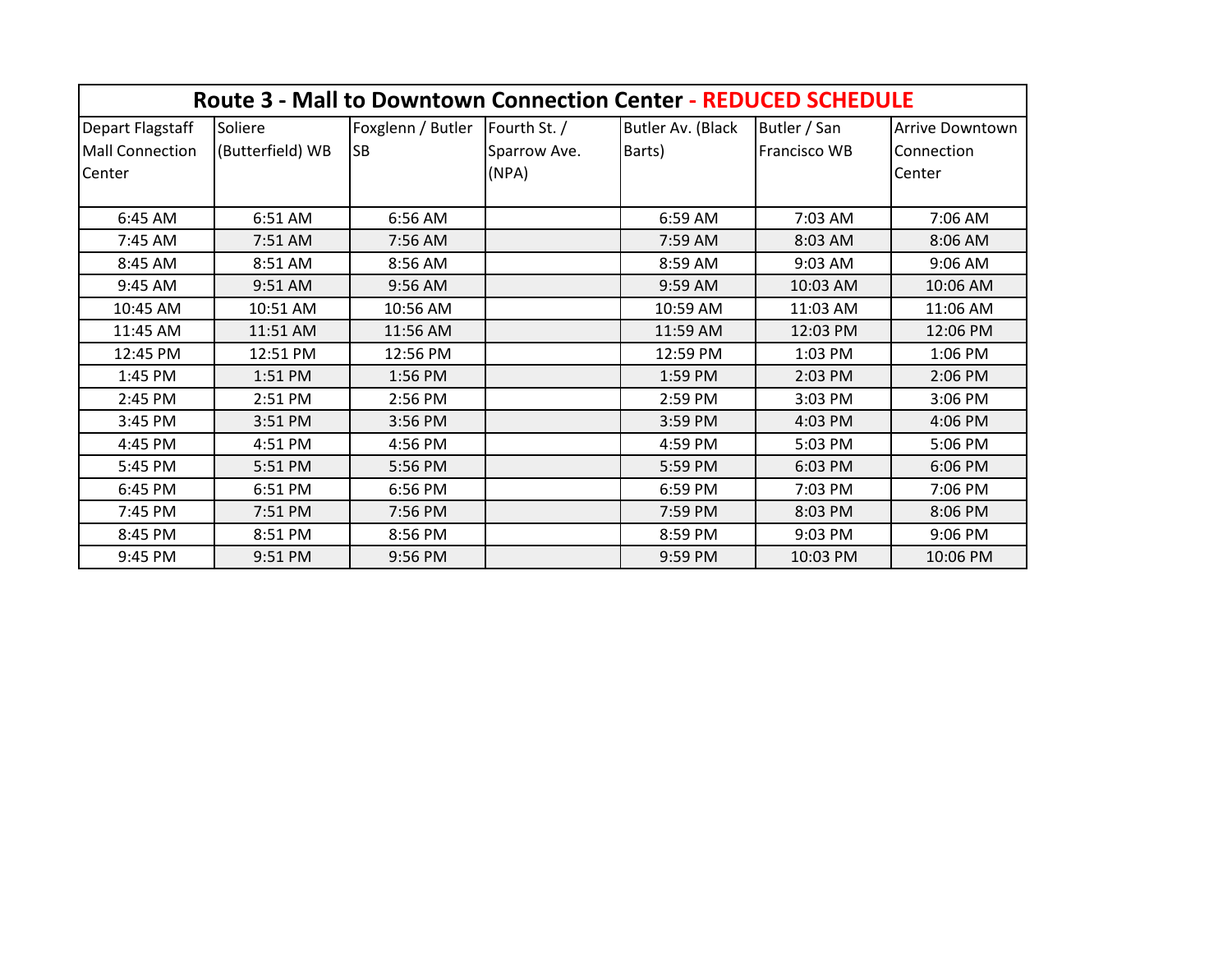## Route 3 - Mall to Downtown Connection Center - REDUCED SCHEDULE

| Depart Flagstaff Mall Connection Center | Soliere (Butterfield) WB | Foxglenn / Butler SB | Fourth St. / Sparrow Ave. (NPA) | Butler Av. (Black Barts) | Butler / San Francisco WB | Arrive Downtown Connection Center |
|---|---|---|---|---|---|---|
| 6:45 AM | 6:51 AM | 6:56 AM | | 6:59 AM | 7:03 AM | 7:06 AM |
| 7:45 AM | 7:51 AM | 7:56 AM | | 7:59 AM | 8:03 AM | 8:06 AM |
| 8:45 AM | 8:51 AM | 8:56 AM | | 8:59 AM | 9:03 AM | 9:06 AM |
| 9:45 AM | 9:51 AM | 9:56 AM | | 9:59 AM | 10:03 AM | 10:06 AM |
| 10:45 AM | 10:51 AM | 10:56 AM | | 10:59 AM | 11:03 AM | 11:06 AM |
| 11:45 AM | 11:51 AM | 11:56 AM | | 11:59 AM | 12:03 PM | 12:06 PM |
| 12:45 PM | 12:51 PM | 12:56 PM | | 12:59 PM | 1:03 PM | 1:06 PM |
| 1:45 PM | 1:51 PM | 1:56 PM | | 1:59 PM | 2:03 PM | 2:06 PM |
| 2:45 PM | 2:51 PM | 2:56 PM | | 2:59 PM | 3:03 PM | 3:06 PM |
| 3:45 PM | 3:51 PM | 3:56 PM | | 3:59 PM | 4:03 PM | 4:06 PM |
| 4:45 PM | 4:51 PM | 4:56 PM | | 4:59 PM | 5:03 PM | 5:06 PM |
| 5:45 PM | 5:51 PM | 5:56 PM | | 5:59 PM | 6:03 PM | 6:06 PM |
| 6:45 PM | 6:51 PM | 6:56 PM | | 6:59 PM | 7:03 PM | 7:06 PM |
| 7:45 PM | 7:51 PM | 7:56 PM | | 7:59 PM | 8:03 PM | 8:06 PM |
| 8:45 PM | 8:51 PM | 8:56 PM | | 8:59 PM | 9:03 PM | 9:06 PM |
| 9:45 PM | 9:51 PM | 9:56 PM | | 9:59 PM | 10:03 PM | 10:06 PM |